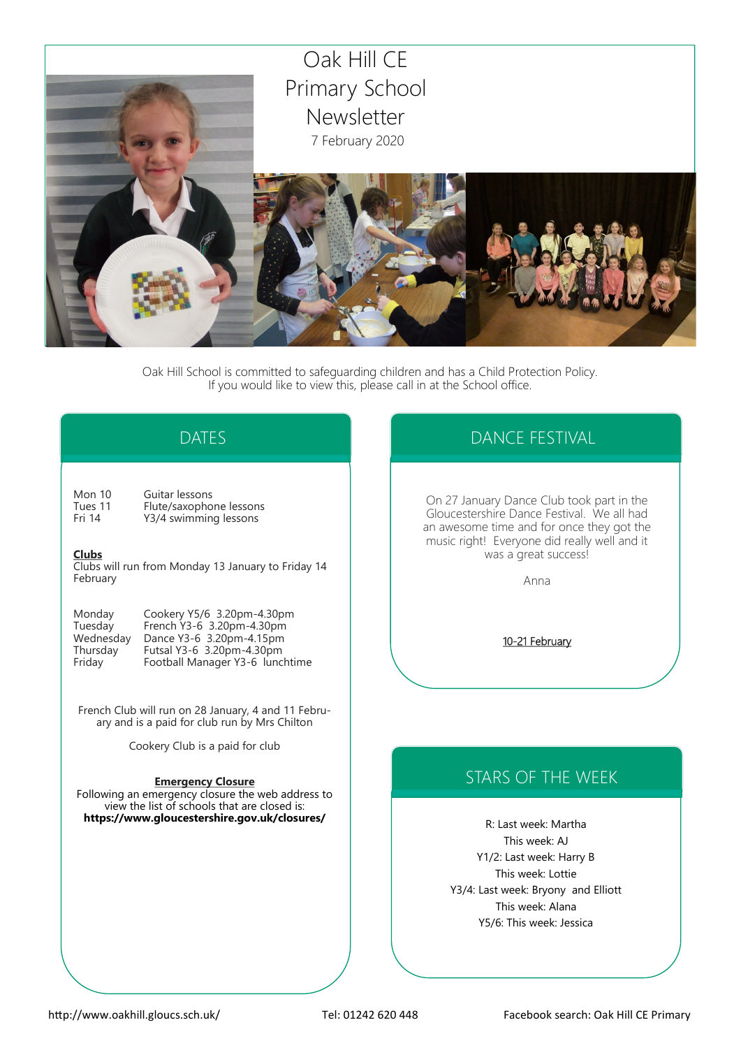# Oak Hill CE Primary School Newsletter

7 February 2020

Oak Hill School is committed to safeguarding children and has a Child Protection Policy. If you would like to view this, please call in at the School office.

## DATES

| | |
|---|---|
| Mon 10 | Guitar lessons |
| Tues 11 | Flute/saxophone lessons |
| Fri 14 | Y3/4 swimming lessons |

**Clubs**

Clubs will run from Monday 13 January to Friday 14 February

| | |
|---|---|
| Monday | Cookery Y5/6 3.20pm-4.30pm |
| Tuesday | French Y3-6 3.20pm-4.30pm |
| Wednesday | Dance Y3-6 3.20pm-4.15pm |
| Thursday | Futsal Y3-6 3.20pm-4.30pm |
| Friday | Football Manager Y3-6 lunchtime |

French Club will run on 28 January, 4 and 11 February and is a paid for club run by Mrs Chilton

Cookery Club is a paid for club

**Emergency Closure**

Following an emergency closure the web address to view the list of schools that are closed is:
**https://www.gloucestershire.gov.uk/closures/**

## DANCE FESTIVAL

On 27 January Dance Club took part in the Gloucestershire Dance Festival. We all had an awesome time and for once they got the music right! Everyone did really well and it was a great success!

Anna

10-21 February

## STARS OF THE WEEK

R: Last week: Martha
This week: AJ
Y1/2: Last week: Harry B
This week: Lottie
Y3/4: Last week: Bryony and Elliott
This week: Alana
Y5/6: This week: Jessica

http://www.oakhill.gloucs.sch.uk/ Tel: 01242 620 448 Facebook search: Oak Hill CE Primary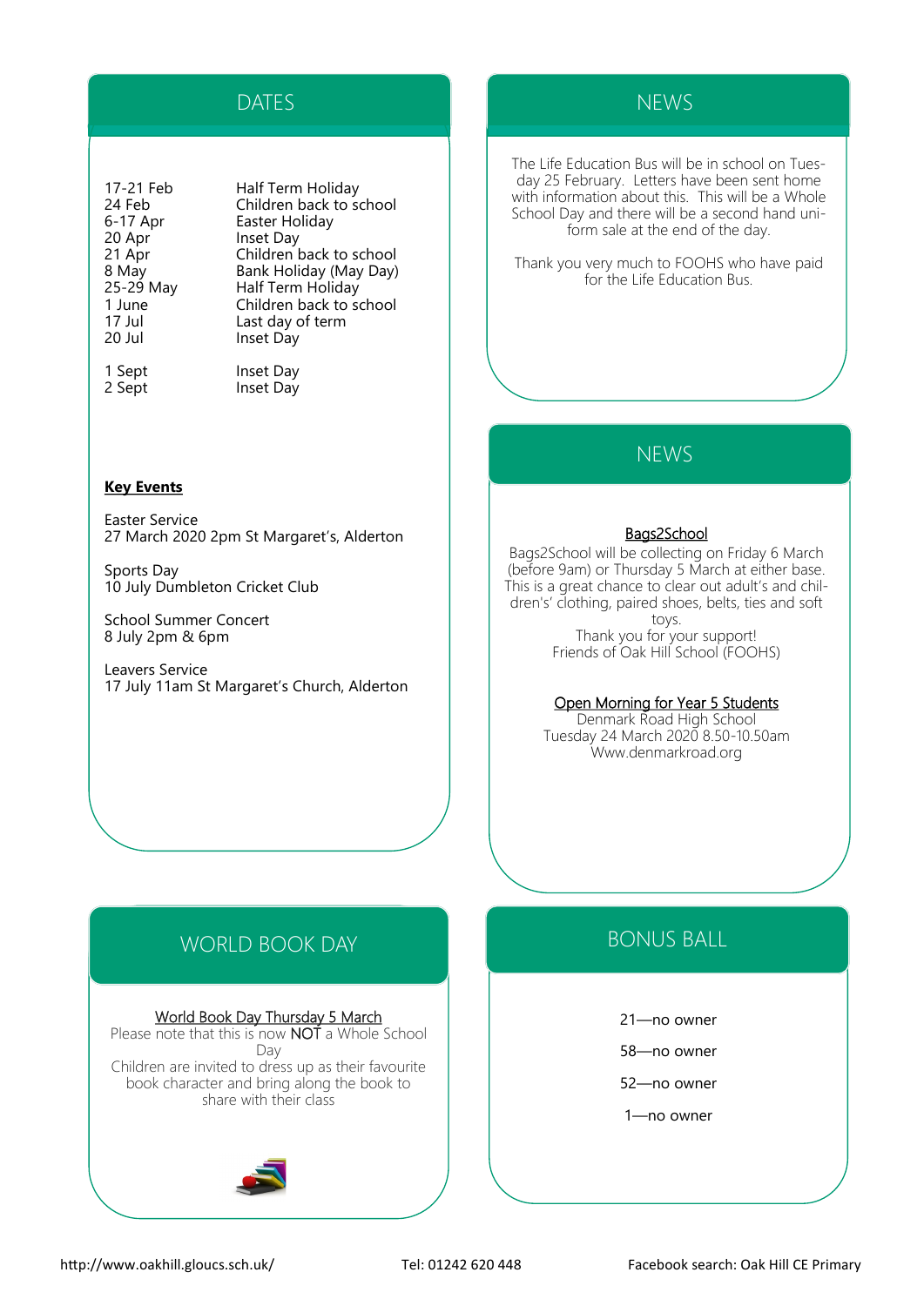## DATES

| | |
|---|---|
| 17-21 Feb | Half Term Holiday |
| 24 Feb | Children back to school |
| 6-17 Apr | Easter Holiday |
| 20 Apr | Inset Day |
| 21 Apr | Children back to school |
| 8 May | Bank Holiday (May Day) |
| 25-29 May | Half Term Holiday |
| 1 June | Children back to school |
| 17 Jul | Last day of term |
| 20 Jul | Inset Day |
| 1 Sept | Inset Day |
| 2 Sept | Inset Day |

**Key Events**

Easter Service
27 March 2020 2pm St Margaret's, Alderton

Sports Day
10 July Dumbleton Cricket Club

School Summer Concert
8 July 2pm & 6pm

Leavers Service
17 July 11am St Margaret's Church, Alderton

## NEWS

The Life Education Bus will be in school on Tuesday 25 February. Letters have been sent home with information about this. This will be a Whole School Day and there will be a second hand uniform sale at the end of the day.

Thank you very much to FOOHS who have paid for the Life Education Bus.

## NEWS

Bags2School

Bags2School will be collecting on Friday 6 March (before 9am) or Thursday 5 March at either base. This is a great chance to clear out adult's and children's' clothing, paired shoes, belts, ties and soft toys.
Thank you for your support!
Friends of Oak Hill School (FOOHS)

Open Morning for Year 5 Students

Denmark Road High School
Tuesday 24 March 2020 8.50-10.50am
Www.denmarkroad.org

## WORLD BOOK DAY

World Book Day Thursday 5 March

Please note that this is now **NOT** a Whole School Day
Children are invited to dress up as their favourite book character and bring along the book to share with their class

## BONUS BALL

21—no owner

58—no owner

52—no owner

1—no owner

http://www.oakhill.gloucs.sch.uk/ Tel: 01242 620 448 Facebook search: Oak Hill CE Primary